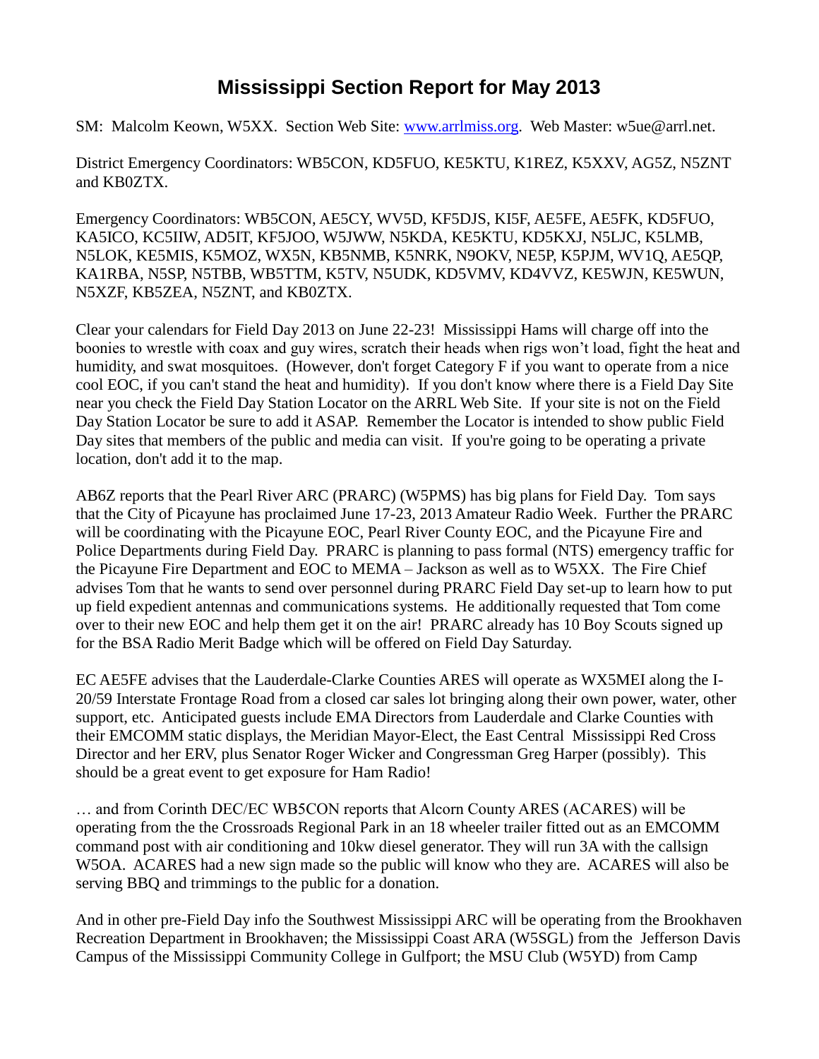# Mississippi Section Report for May 2013

SM: Malcolm Keown, W5XX. Section Web Site: www.arrlmiss.org. Web Master: w5ue@arrl.net.

District Emergency Coordinators: WB5CON, KD5FUO, KE5KTU, K1REZ, K5XXV, AG5Z, N5ZNT and KB0ZTX.

Emergency Coordinators: WB5CON, AE5CY, WV5D, KF5DJS, KI5F, AE5FE, AE5FK, KD5FUO, KA5ICO, KC5IIW, AD5IT, KF5JOO, W5JWW, N5KDA, KE5KTU, KD5KXJ, N5LJC, K5LMB, N5LOK, KE5MIS, K5MOZ, WX5N, KB5NMB, K5NRK, N9OKV, NE5P, K5PJM, WV1Q, AE5QP, KA1RBA, N5SP, N5TBB, WB5TTM, K5TV, N5UDK, KD5VMV, KD4VVZ, KE5WJN, KE5WUN, N5XZF, KB5ZEA, N5ZNT, and KB0ZTX.

Clear your calendars for Field Day 2013 on June 22-23! Mississippi Hams will charge off into the boonies to wrestle with coax and guy wires, scratch their heads when rigs won't load, fight the heat and humidity, and swat mosquitoes. (However, don't forget Category F if you want to operate from a nice cool EOC, if you can't stand the heat and humidity). If you don't know where there is a Field Day Site near you check the Field Day Station Locator on the ARRL Web Site. If your site is not on the Field Day Station Locator be sure to add it ASAP. Remember the Locator is intended to show public Field Day sites that members of the public and media can visit. If you're going to be operating a private location, don't add it to the map.

AB6Z reports that the Pearl River ARC (PRARC) (W5PMS) has big plans for Field Day. Tom says that the City of Picayune has proclaimed June 17-23, 2013 Amateur Radio Week. Further the PRARC will be coordinating with the Picayune EOC, Pearl River County EOC, and the Picayune Fire and Police Departments during Field Day. PRARC is planning to pass formal (NTS) emergency traffic for the Picayune Fire Department and EOC to MEMA – Jackson as well as to W5XX. The Fire Chief advises Tom that he wants to send over personnel during PRARC Field Day set-up to learn how to put up field expedient antennas and communications systems. He additionally requested that Tom come over to their new EOC and help them get it on the air! PRARC already has 10 Boy Scouts signed up for the BSA Radio Merit Badge which will be offered on Field Day Saturday.

EC AE5FE advises that the Lauderdale-Clarke Counties ARES will operate as WX5MEI along the I-20/59 Interstate Frontage Road from a closed car sales lot bringing along their own power, water, other support, etc. Anticipated guests include EMA Directors from Lauderdale and Clarke Counties with their EMCOMM static displays, the Meridian Mayor-Elect, the East Central Mississippi Red Cross Director and her ERV, plus Senator Roger Wicker and Congressman Greg Harper (possibly). This should be a great event to get exposure for Ham Radio!

… and from Corinth DEC/EC WB5CON reports that Alcorn County ARES (ACARES) will be operating from the the Crossroads Regional Park in an 18 wheeler trailer fitted out as an EMCOMM command post with air conditioning and 10kw diesel generator. They will run 3A with the callsign W5OA. ACARES had a new sign made so the public will know who they are. ACARES will also be serving BBQ and trimmings to the public for a donation.

And in other pre-Field Day info the Southwest Mississippi ARC will be operating from the Brookhaven Recreation Department in Brookhaven; the Mississippi Coast ARA (W5SGL) from the Jefferson Davis Campus of the Mississippi Community College in Gulfport; the MSU Club (W5YD) from Camp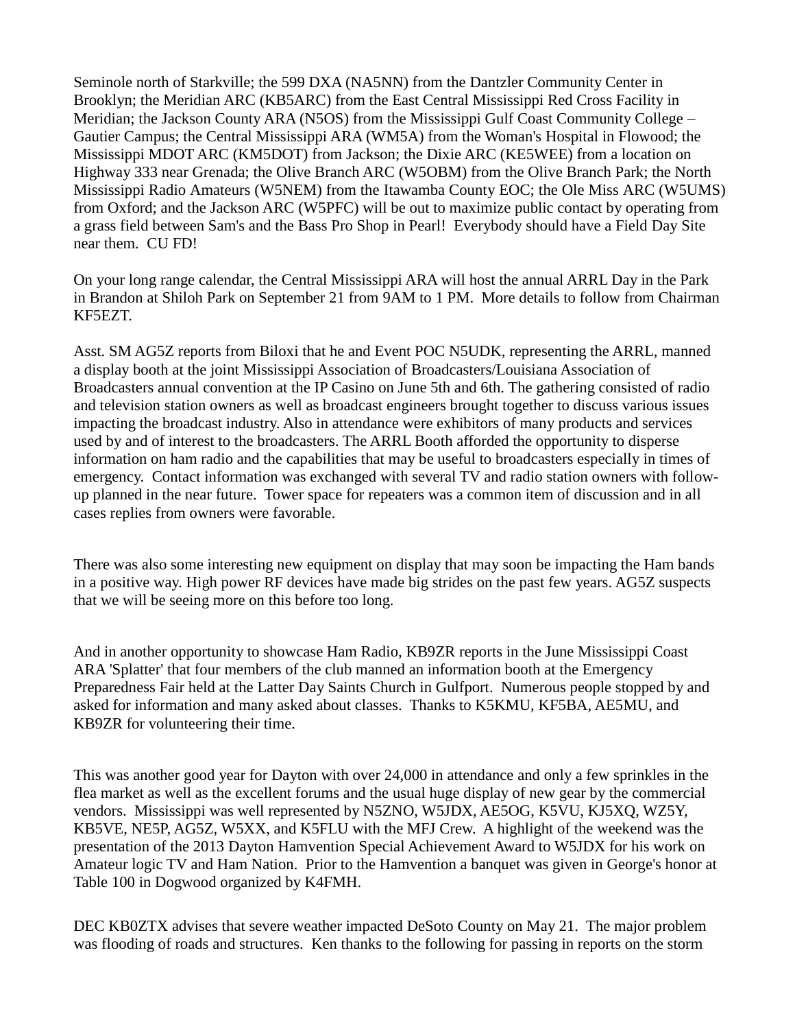Seminole north of Starkville; the 599 DXA (NA5NN) from the Dantzler Community Center in Brooklyn; the Meridian ARC (KB5ARC) from the East Central Mississippi Red Cross Facility in Meridian; the Jackson County ARA (N5OS) from the Mississippi Gulf Coast Community College – Gautier Campus; the Central Mississippi ARA (WM5A) from the Woman's Hospital in Flowood; the Mississippi MDOT ARC (KM5DOT) from Jackson; the Dixie ARC (KE5WEE) from a location on Highway 333 near Grenada; the Olive Branch ARC (W5OBM) from the Olive Branch Park; the North Mississippi Radio Amateurs (W5NEM) from the Itawamba County EOC; the Ole Miss ARC (W5UMS) from Oxford; and the Jackson ARC (W5PFC) will be out to maximize public contact by operating from a grass field between Sam's and the Bass Pro Shop in Pearl! Everybody should have a Field Day Site near them. CU FD!

On your long range calendar, the Central Mississippi ARA will host the annual ARRL Day in the Park in Brandon at Shiloh Park on September 21 from 9AM to 1 PM. More details to follow from Chairman KF5EZT.

Asst. SM AG5Z reports from Biloxi that he and Event POC N5UDK, representing the ARRL, manned a display booth at the joint Mississippi Association of Broadcasters/Louisiana Association of Broadcasters annual convention at the IP Casino on June 5th and 6th. The gathering consisted of radio and television station owners as well as broadcast engineers brought together to discuss various issues impacting the broadcast industry. Also in attendance were exhibitors of many products and services used by and of interest to the broadcasters. The ARRL Booth afforded the opportunity to disperse information on ham radio and the capabilities that may be useful to broadcasters especially in times of emergency. Contact information was exchanged with several TV and radio station owners with follow-up planned in the near future. Tower space for repeaters was a common item of discussion and in all cases replies from owners were favorable.

There was also some interesting new equipment on display that may soon be impacting the Ham bands in a positive way. High power RF devices have made big strides on the past few years. AG5Z suspects that we will be seeing more on this before too long.

And in another opportunity to showcase Ham Radio, KB9ZR reports in the June Mississippi Coast ARA 'Splatter' that four members of the club manned an information booth at the Emergency Preparedness Fair held at the Latter Day Saints Church in Gulfport. Numerous people stopped by and asked for information and many asked about classes. Thanks to K5KMU, KF5BA, AE5MU, and KB9ZR for volunteering their time.

This was another good year for Dayton with over 24,000 in attendance and only a few sprinkles in the flea market as well as the excellent forums and the usual huge display of new gear by the commercial vendors. Mississippi was well represented by N5ZNO, W5JDX, AE5OG, K5VU, KJ5XQ, WZ5Y, KB5VE, NE5P, AG5Z, W5XX, and K5FLU with the MFJ Crew. A highlight of the weekend was the presentation of the 2013 Dayton Hamvention Special Achievement Award to W5JDX for his work on Amateur logic TV and Ham Nation. Prior to the Hamvention a banquet was given in George's honor at Table 100 in Dogwood organized by K4FMH.

DEC KB0ZTX advises that severe weather impacted DeSoto County on May 21. The major problem was flooding of roads and structures. Ken thanks to the following for passing in reports on the storm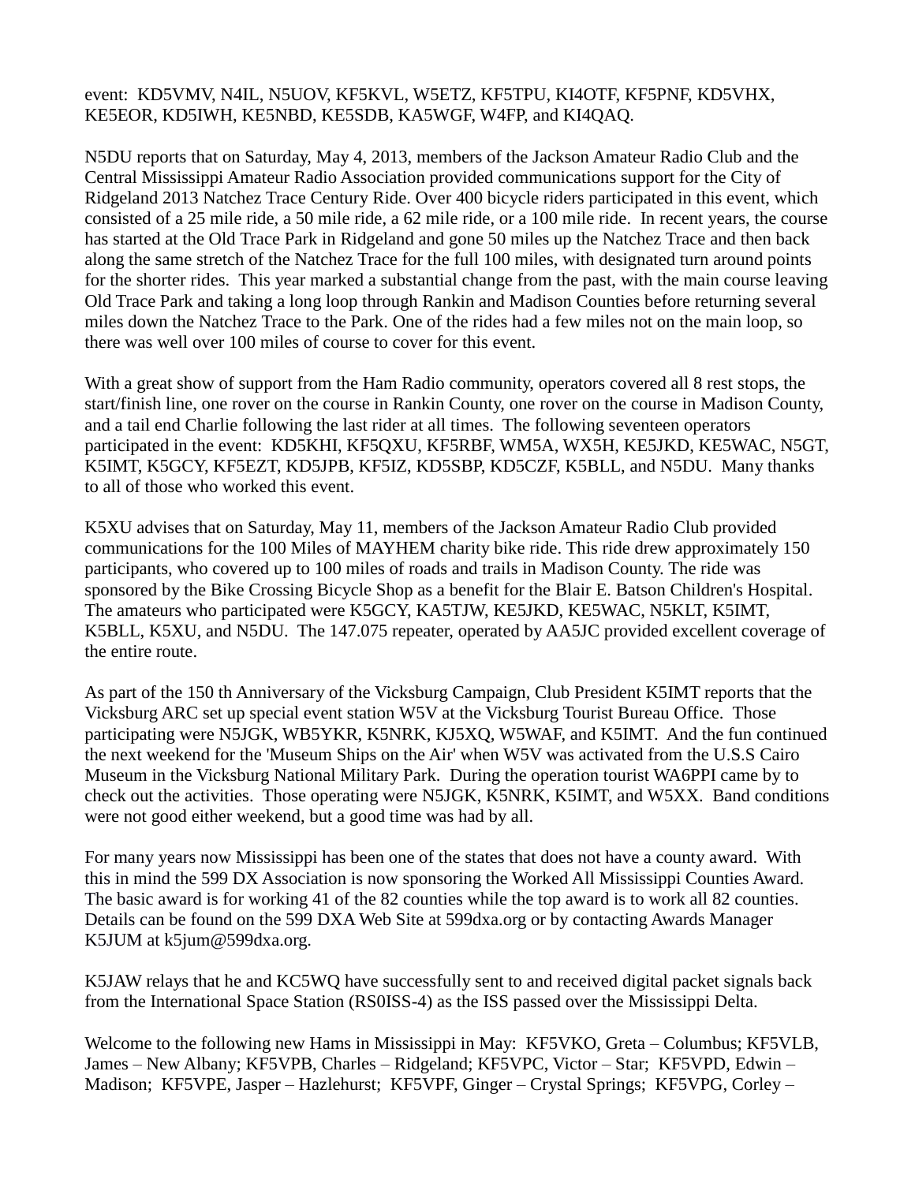event:  KD5VMV, N4IL, N5UOV, KF5KVL, W5ETZ, KF5TPU, KI4OTF, KF5PNF, KD5VHX, KE5EOR, KD5IWH, KE5NBD, KE5SDB, KA5WGF, W4FP, and KI4QAQ.

N5DU reports that on Saturday, May 4, 2013, members of the Jackson Amateur Radio Club and the Central Mississippi Amateur Radio Association provided communications support for the City of Ridgeland 2013 Natchez Trace Century Ride. Over 400 bicycle riders participated in this event, which consisted of a 25 mile ride, a 50 mile ride, a 62 mile ride, or a 100 mile ride.  In recent years, the course has started at the Old Trace Park in Ridgeland and gone 50 miles up the Natchez Trace and then back along the same stretch of the Natchez Trace for the full 100 miles, with designated turn around points for the shorter rides.  This year marked a substantial change from the past, with the main course leaving Old Trace Park and taking a long loop through Rankin and Madison Counties before returning several miles down the Natchez Trace to the Park. One of the rides had a few miles not on the main loop, so there was well over 100 miles of course to cover for this event.

With a great show of support from the Ham Radio community, operators covered all 8 rest stops, the start/finish line, one rover on the course in Rankin County, one rover on the course in Madison County, and a tail end Charlie following the last rider at all times.  The following seventeen operators participated in the event:  KD5KHI, KF5QXU, KF5RBF, WM5A, WX5H, KE5JKD, KE5WAC, N5GT, K5IMT, K5GCY, KF5EZT, KD5JPB, KF5IZ, KD5SBP, KD5CZF, K5BLL, and N5DU.  Many thanks to all of those who worked this event.

K5XU advises that on Saturday, May 11, members of the Jackson Amateur Radio Club provided communications for the 100 Miles of MAYHEM charity bike ride. This ride drew approximately 150 participants, who covered up to 100 miles of roads and trails in Madison County. The ride was sponsored by the Bike Crossing Bicycle Shop as a benefit for the Blair E. Batson Children's Hospital. The amateurs who participated were K5GCY, KA5TJW, KE5JKD, KE5WAC, N5KLT, K5IMT, K5BLL, K5XU, and N5DU.  The 147.075 repeater, operated by AA5JC provided excellent coverage of the entire route.

As part of the 150 th Anniversary of the Vicksburg Campaign, Club President K5IMT reports that the Vicksburg ARC set up special event station W5V at the Vicksburg Tourist Bureau Office.  Those participating were N5JGK, WB5YKR, K5NRK, KJ5XQ, W5WAF, and K5IMT.  And the fun continued the next weekend for the 'Museum Ships on the Air' when W5V was activated from the U.S.S Cairo Museum in the Vicksburg National Military Park.  During the operation tourist WA6PPI came by to check out the activities.  Those operating were N5JGK, K5NRK, K5IMT, and W5XX.  Band conditions were not good either weekend, but a good time was had by all.

For many years now Mississippi has been one of the states that does not have a county award.  With this in mind the 599 DX Association is now sponsoring the Worked All Mississippi Counties Award. The basic award is for working 41 of the 82 counties while the top award is to work all 82 counties. Details can be found on the 599 DXA Web Site at 599dxa.org or by contacting Awards Manager K5JUM at k5jum@599dxa.org.

K5JAW relays that he and KC5WQ have successfully sent to and received digital packet signals back from the International Space Station (RS0ISS-4) as the ISS passed over the Mississippi Delta.

Welcome to the following new Hams in Mississippi in May:  KF5VKO, Greta – Columbus; KF5VLB, James – New Albany; KF5VPB, Charles – Ridgeland; KF5VPC, Victor – Star;  KF5VPD, Edwin – Madison;  KF5VPE, Jasper – Hazlehurst;  KF5VPF, Ginger – Crystal Springs;  KF5VPG, Corley –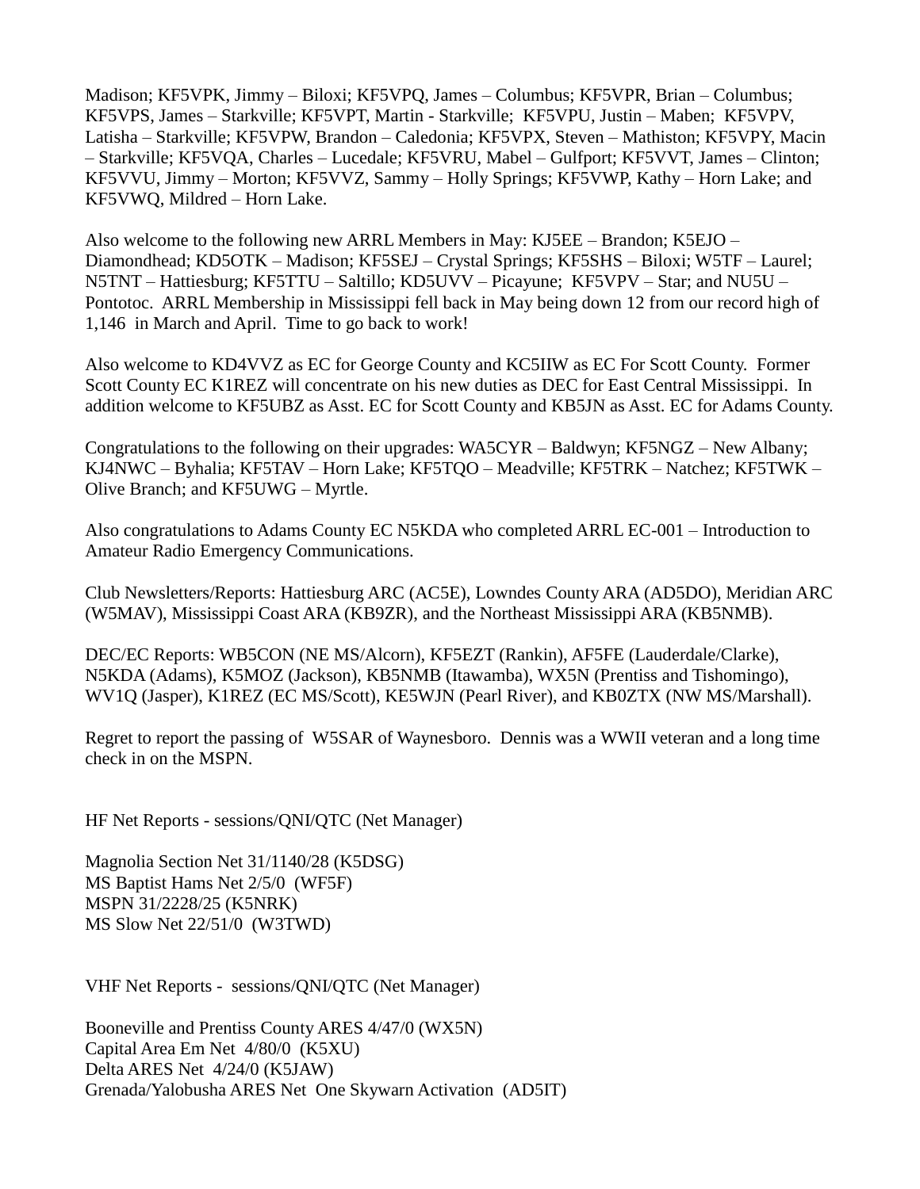Madison; KF5VPK, Jimmy – Biloxi; KF5VPQ, James – Columbus; KF5VPR, Brian – Columbus; KF5VPS, James – Starkville; KF5VPT, Martin - Starkville; KF5VPU, Justin – Maben; KF5VPV, Latisha – Starkville; KF5VPW, Brandon – Caledonia; KF5VPX, Steven – Mathiston; KF5VPY, Macin – Starkville; KF5VQA, Charles – Lucedale; KF5VRU, Mabel – Gulfport; KF5VVT, James – Clinton; KF5VVU, Jimmy – Morton; KF5VVZ, Sammy – Holly Springs; KF5VWP, Kathy – Horn Lake; and KF5VWQ, Mildred – Horn Lake.

Also welcome to the following new ARRL Members in May: KJ5EE – Brandon; K5EJO – Diamondhead; KD5OTK – Madison; KF5SEJ – Crystal Springs; KF5SHS – Biloxi; W5TF – Laurel; N5TNT – Hattiesburg; KF5TTU – Saltillo; KD5UVV – Picayune; KF5VPV – Star; and NU5U – Pontotoc. ARRL Membership in Mississippi fell back in May being down 12 from our record high of 1,146 in March and April. Time to go back to work!

Also welcome to KD4VVZ as EC for George County and KC5IIW as EC For Scott County. Former Scott County EC K1REZ will concentrate on his new duties as DEC for East Central Mississippi. In addition welcome to KF5UBZ as Asst. EC for Scott County and KB5JN as Asst. EC for Adams County.

Congratulations to the following on their upgrades: WA5CYR – Baldwyn; KF5NGZ – New Albany; KJ4NWC – Byhalia; KF5TAV – Horn Lake; KF5TQO – Meadville; KF5TRK – Natchez; KF5TWK – Olive Branch; and KF5UWG – Myrtle.

Also congratulations to Adams County EC N5KDA who completed ARRL EC-001 – Introduction to Amateur Radio Emergency Communications.

Club Newsletters/Reports: Hattiesburg ARC (AC5E), Lowndes County ARA (AD5DO), Meridian ARC (W5MAV), Mississippi Coast ARA (KB9ZR), and the Northeast Mississippi ARA (KB5NMB).

DEC/EC Reports: WB5CON (NE MS/Alcorn), KF5EZT (Rankin), AF5FE (Lauderdale/Clarke), N5KDA (Adams), K5MOZ (Jackson), KB5NMB (Itawamba), WX5N (Prentiss and Tishomingo), WV1Q (Jasper), K1REZ (EC MS/Scott), KE5WJN (Pearl River), and KB0ZTX (NW MS/Marshall).

Regret to report the passing of W5SAR of Waynesboro. Dennis was a WWII veteran and a long time check in on the MSPN.

HF Net Reports - sessions/QNI/QTC (Net Manager)

Magnolia Section Net 31/1140/28 (K5DSG)
MS Baptist Hams Net 2/5/0 (WF5F)
MSPN 31/2228/25 (K5NRK)
MS Slow Net 22/51/0 (W3TWD)

VHF Net Reports - sessions/QNI/QTC (Net Manager)

Booneville and Prentiss County ARES 4/47/0 (WX5N)
Capital Area Em Net 4/80/0 (K5XU)
Delta ARES Net 4/24/0 (K5JAW)
Grenada/Yalobusha ARES Net One Skywarn Activation (AD5IT)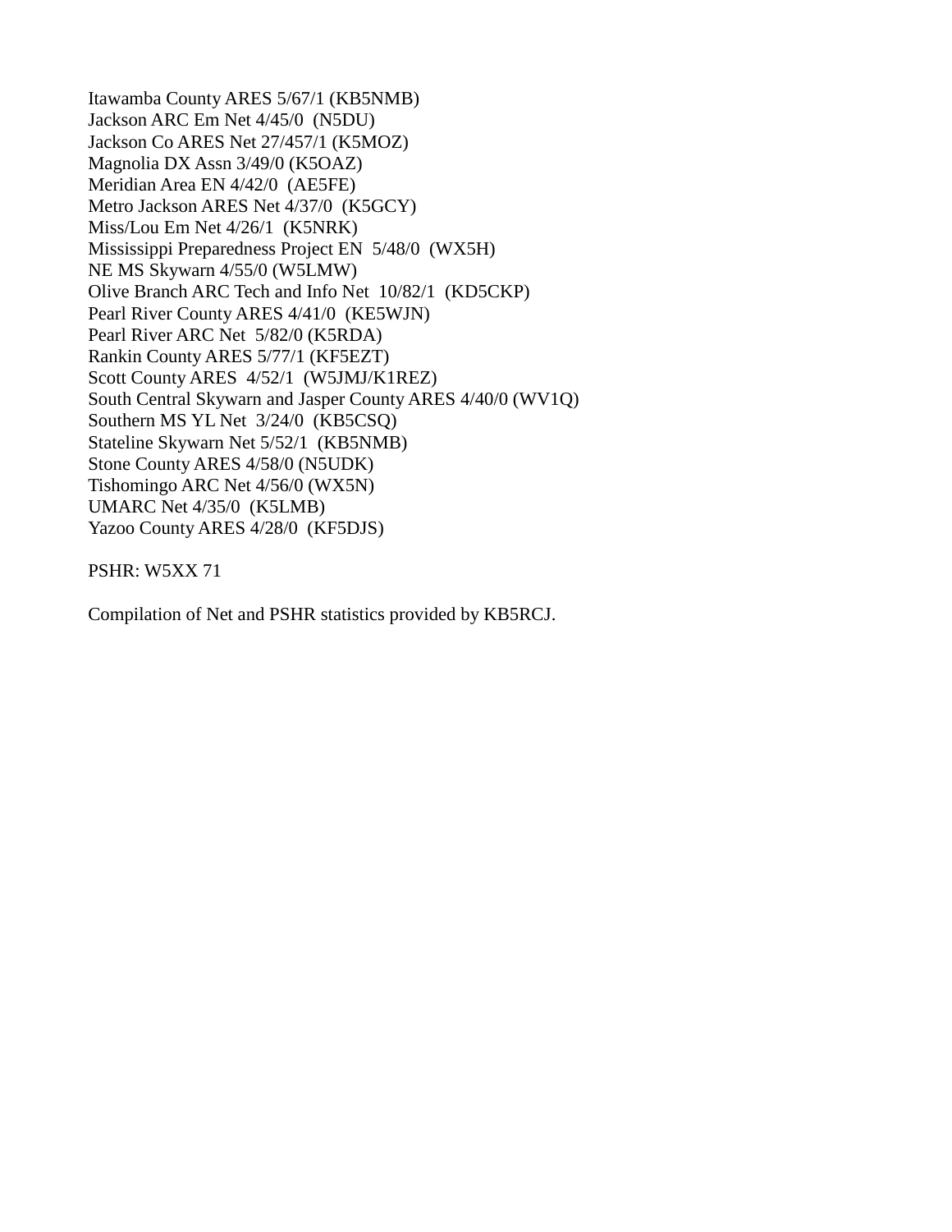Itawamba County ARES 5/67/1 (KB5NMB)
Jackson ARC Em Net 4/45/0  (N5DU)
Jackson Co ARES Net 27/457/1 (K5MOZ)
Magnolia DX Assn 3/49/0 (K5OAZ)
Meridian Area EN 4/42/0  (AE5FE)
Metro Jackson ARES Net 4/37/0  (K5GCY)
Miss/Lou Em Net 4/26/1  (K5NRK)
Mississippi Preparedness Project EN  5/48/0  (WX5H)
NE MS Skywarn 4/55/0 (W5LMW)
Olive Branch ARC Tech and Info Net  10/82/1  (KD5CKP)
Pearl River County ARES 4/41/0  (KE5WJN)
Pearl River ARC Net  5/82/0 (K5RDA)
Rankin County ARES 5/77/1 (KF5EZT)
Scott County ARES  4/52/1  (W5JMJ/K1REZ)
South Central Skywarn and Jasper County ARES 4/40/0 (WV1Q)
Southern MS YL Net  3/24/0  (KB5CSQ)
Stateline Skywarn Net 5/52/1  (KB5NMB)
Stone County ARES 4/58/0 (N5UDK)
Tishomingo ARC Net 4/56/0 (WX5N)
UMARC Net 4/35/0  (K5LMB)
Yazoo County ARES 4/28/0  (KF5DJS)

PSHR: W5XX 71

Compilation of Net and PSHR statistics provided by KB5RCJ.